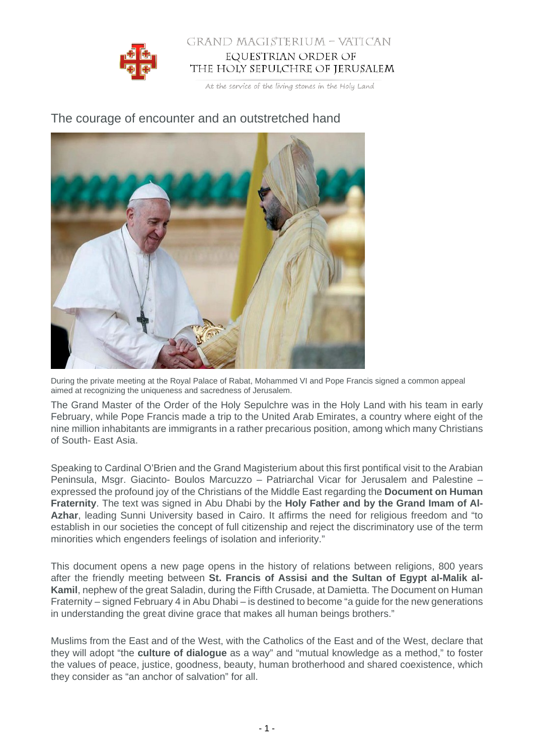GRAND MAGISTERIUM – VATICAN

EQUESTRIAN ORDER OF THE HOLY SEPULCHRE OF JERUSALEM

At the service of the living stones in the Holy Land

# The courage of encounter and an outstretched hand

During the private meeting at the Royal Palace of Rabat, Mohammed VI and Pope Francis signed a common appeal aimed at recognizing the uniqueness and sacredness of Jerusalem.

The Grand Master of the Order of the Holy Sepulchre was in the Holy Land with his team in early February, while Pope Francis made a trip to the United Arab Emirates, a country where eight of the nine million inhabitants are immigrants in a rather precarious position, among which many Christians of South- East Asia.

Speaking to Cardinal O'Brien and the Grand Magisterium about this first pontifical visit to the Arabian Peninsula, Msgr. Giacinto- Boulos Marcuzzo – Patriarchal Vicar for Jerusalem and Palestine – expressed the profound joy of the Christians of the Middle East regarding the **Document on Human Fraternity**. The text was signed in Abu Dhabi by the **Holy Father and by the Grand Imam of Al-Azhar**, leading Sunni University based in Cairo. It affirms the need for religious freedom and "to establish in our societies the concept of full citizenship and reject the discriminatory use of the term minorities which engenders feelings of isolation and inferiority."

This document opens a new page opens in the history of relations between religions, 800 years after the friendly meeting between **St. Francis of Assisi and the Sultan of Egypt al-Malik al-Kamil**, nephew of the great Saladin, during the Fifth Crusade, at Damietta. The Document on Human Fraternity – signed February 4 in Abu Dhabi – is destined to become "a guide for the new generations in understanding the great divine grace that makes all human beings brothers."

Muslims from the East and of the West, with the Catholics of the East and of the West, declare that they will adopt "the **culture of dialogue** as a way" and "mutual knowledge as a method," to foster the values of peace, justice, goodness, beauty, human brotherhood and shared coexistence, which they consider as "an anchor of salvation" for all.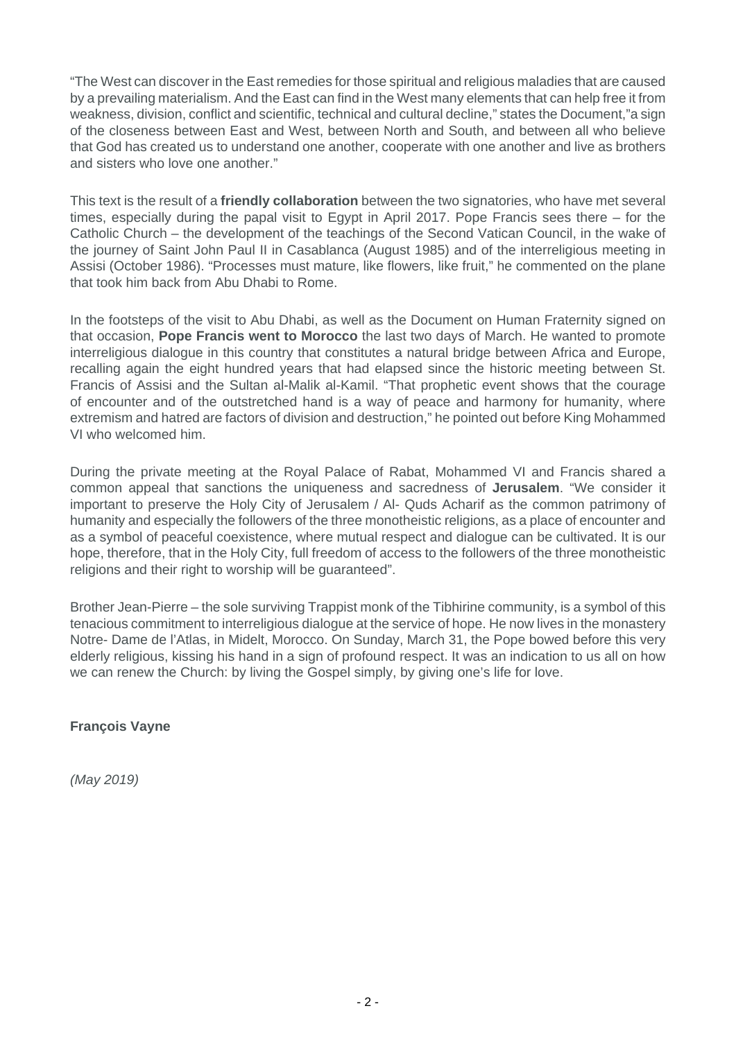"The West can discover in the East remedies for those spiritual and religious maladies that are caused by a prevailing materialism. And the East can find in the West many elements that can help free it from weakness, division, conflict and scientific, technical and cultural decline," states the Document,"a sign of the closeness between East and West, between North and South, and between all who believe that God has created us to understand one another, cooperate with one another and live as brothers and sisters who love one another."

This text is the result of a **friendly collaboration** between the two signatories, who have met several times, especially during the papal visit to Egypt in April 2017. Pope Francis sees there – for the Catholic Church – the development of the teachings of the Second Vatican Council, in the wake of the journey of Saint John Paul II in Casablanca (August 1985) and of the interreligious meeting in Assisi (October 1986). "Processes must mature, like flowers, like fruit," he commented on the plane that took him back from Abu Dhabi to Rome.

In the footsteps of the visit to Abu Dhabi, as well as the Document on Human Fraternity signed on that occasion, **Pope Francis went to Morocco** the last two days of March. He wanted to promote interreligious dialogue in this country that constitutes a natural bridge between Africa and Europe, recalling again the eight hundred years that had elapsed since the historic meeting between St. Francis of Assisi and the Sultan al-Malik al-Kamil. "That prophetic event shows that the courage of encounter and of the outstretched hand is a way of peace and harmony for humanity, where extremism and hatred are factors of division and destruction," he pointed out before King Mohammed VI who welcomed him.

During the private meeting at the Royal Palace of Rabat, Mohammed VI and Francis shared a common appeal that sanctions the uniqueness and sacredness of **Jerusalem**. "We consider it important to preserve the Holy City of Jerusalem / Al- Quds Acharif as the common patrimony of humanity and especially the followers of the three monotheistic religions, as a place of encounter and as a symbol of peaceful coexistence, where mutual respect and dialogue can be cultivated. It is our hope, therefore, that in the Holy City, full freedom of access to the followers of the three monotheistic religions and their right to worship will be guaranteed".

Brother Jean-Pierre – the sole surviving Trappist monk of the Tibhirine community, is a symbol of this tenacious commitment to interreligious dialogue at the service of hope. He now lives in the monastery Notre- Dame de l'Atlas, in Midelt, Morocco. On Sunday, March 31, the Pope bowed before this very elderly religious, kissing his hand in a sign of profound respect. It was an indication to us all on how we can renew the Church: by living the Gospel simply, by giving one's life for love.

**François Vayne**

*(May 2019)*